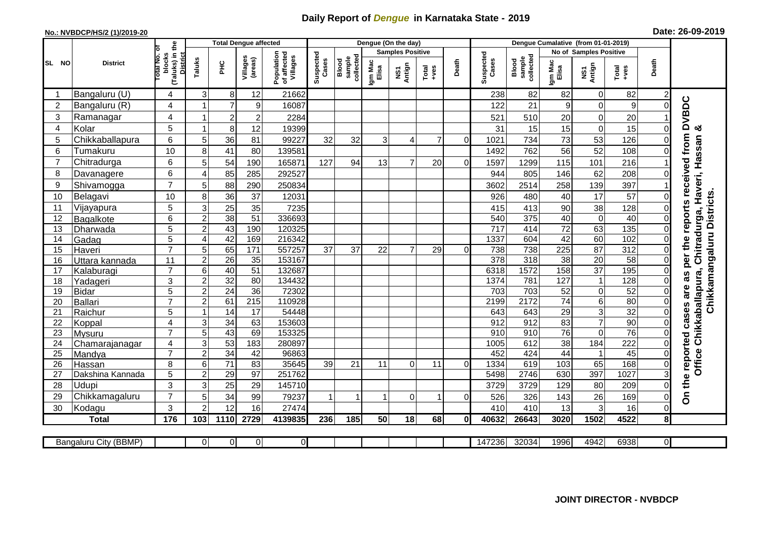# Daily Report of *Dengue* in Karnataka State - 2019

**No.: NVBDCP/HS/2 (1)/2019-20**

**Date: 26-09-2019**

| SL NO | District | Total No. of blocks (Taluks) in the District | Total Dengue affected | | | | Dengue (On the day) | | | | | | Dengue Cumalative (from 01-01-2019) | | | | | | |
|---|---|---|---|---|---|---|---|---|---|---|---|---|---|---|---|---|---|---|---|
| | | | Taluks | PHC | Villages (areas) | Population of affected Villages | Suspected Cases | Blood sample collected | Samples Positive | | | Death | Suspected Cases | Blood sample collected | No of Samples Positive | | | Death | |
| | | | | | | | | | Igm Mac Elisa | NS1 Antign | Total +ves | | | | Igm Mac Elisa | NS1 Antign | Total +ves | | |
| 1 | Bangaluru (U) | 4 | 3 | 8 | 12 | 21662 | | | | | | | 238 | 82 | 82 | 0 | 82 | 2 | On the reported cases are as per the reports received from DVBDC Office Chikkaballapura, Chitradurga, Haveri, Hassan & Chikkamangaluru Districts. |
| 2 | Bangaluru (R) | 4 | 1 | 7 | 9 | 16087 | | | | | | | 122 | 21 | 9 | 0 | 9 | 0 | |
| 3 | Ramanagar | 4 | 1 | 2 | 2 | 2284 | | | | | | | 521 | 510 | 20 | 0 | 20 | 1 | |
| 4 | Kolar | 5 | 1 | 8 | 12 | 19399 | | | | | | | 31 | 15 | 15 | 0 | 15 | 0 | |
| 5 | Chikkaballapura | 6 | 5 | 36 | 81 | 99227 | 32 | 32 | 3 | 4 | 7 | 0 | 1021 | 734 | 73 | 53 | 126 | 0 | |
| 6 | Tumakuru | 10 | 8 | 41 | 80 | 139581 | | | | | | | 1492 | 762 | 56 | 52 | 108 | 0 | |
| 7 | Chitradurga | 6 | 5 | 54 | 190 | 165871 | 127 | 94 | 13 | 7 | 20 | 0 | 1597 | 1299 | 115 | 101 | 216 | 1 | |
| 8 | Davanagere | 6 | 4 | 85 | 285 | 292527 | | | | | | | 944 | 805 | 146 | 62 | 208 | 0 | |
| 9 | Shivamogga | 7 | 5 | 88 | 290 | 250834 | | | | | | | 3602 | 2514 | 258 | 139 | 397 | 1 | |
| 10 | Belagavi | 10 | 8 | 36 | 37 | 12031 | | | | | | | 926 | 480 | 40 | 17 | 57 | 0 | |
| 11 | Vijayapura | 5 | 3 | 25 | 35 | 7235 | | | | | | | 415 | 413 | 90 | 38 | 128 | 0 | |
| 12 | Bagalkote | 6 | 2 | 38 | 51 | 336693 | | | | | | | 540 | 375 | 40 | 0 | 40 | 0 | |
| 13 | Dharwada | 5 | 2 | 43 | 190 | 120325 | | | | | | | 717 | 414 | 72 | 63 | 135 | 0 | |
| 14 | Gadag | 5 | 4 | 42 | 169 | 216342 | | | | | | | 1337 | 604 | 42 | 60 | 102 | 0 | |
| 15 | Haveri | 7 | 5 | 65 | 171 | 557257 | 37 | 37 | 22 | 7 | 29 | 0 | 738 | 738 | 225 | 87 | 312 | 0 | |
| 16 | Uttara kannada | 11 | 2 | 26 | 35 | 153167 | | | | | | | 378 | 318 | 38 | 20 | 58 | 0 | |
| 17 | Kalaburagi | 7 | 6 | 40 | 51 | 132687 | | | | | | | 6318 | 1572 | 158 | 37 | 195 | 0 | |
| 18 | Yadageri | 3 | 2 | 32 | 80 | 134432 | | | | | | | 1374 | 781 | 127 | 1 | 128 | 0 | |
| 19 | Bidar | 5 | 2 | 24 | 36 | 72302 | | | | | | | 703 | 703 | 52 | 0 | 52 | 0 | |
| 20 | Ballari | 7 | 2 | 61 | 215 | 110928 | | | | | | | 2199 | 2172 | 74 | 6 | 80 | 0 | |
| 21 | Raichur | 5 | 1 | 14 | 17 | 54448 | | | | | | | 643 | 643 | 29 | 3 | 32 | 0 | |
| 22 | Koppal | 4 | 3 | 34 | 63 | 153603 | | | | | | | 912 | 912 | 83 | 7 | 90 | 0 | |
| 23 | Mysuru | 7 | 5 | 43 | 69 | 153325 | | | | | | | 910 | 910 | 76 | 0 | 76 | 0 | |
| 24 | Chamarajanagar | 4 | 3 | 53 | 183 | 280897 | | | | | | | 1005 | 612 | 38 | 184 | 222 | 0 | |
| 25 | Mandya | 7 | 2 | 34 | 42 | 96863 | | | | | | | 452 | 424 | 44 | 1 | 45 | 0 | |
| 26 | Hassan | 8 | 6 | 71 | 83 | 35645 | 39 | 21 | 11 | 0 | 11 | 0 | 1334 | 619 | 103 | 65 | 168 | 0 | |
| 27 | Dakshina Kannada | 5 | 2 | 29 | 97 | 251762 | | | | | | | 5498 | 2746 | 630 | 397 | 1027 | 3 | |
| 28 | Udupi | 3 | 3 | 25 | 29 | 145710 | | | | | | | 3729 | 3729 | 129 | 80 | 209 | 0 | |
| 29 | Chikkamagaluru | 7 | 5 | 34 | 99 | 79237 | 1 | 1 | 1 | 0 | 1 | 0 | 526 | 326 | 143 | 26 | 169 | 0 | |
| 30 | Kodagu | 3 | 2 | 12 | 16 | 27474 | | | | | | | 410 | 410 | 13 | 3 | 16 | 0 | |
| | **Total** | **176** | **103** | **1110** | **2729** | **4139835** | **236** | **185** | **50** | **18** | **68** | **0** | **40632** | **26643** | **3020** | **1502** | **4522** | **8** | |

| Bangaluru City (BBMP) | | 0 | 0 | 0 | 0 | | | | | | | 147236 | 32034 | 1996 | 4942 | 6938 | 0 |
|---|---|---|---|---|---|---|---|---|---|---|---|---|---|---|---|---|---|

**JOINT DIRECTOR - NVBDCP**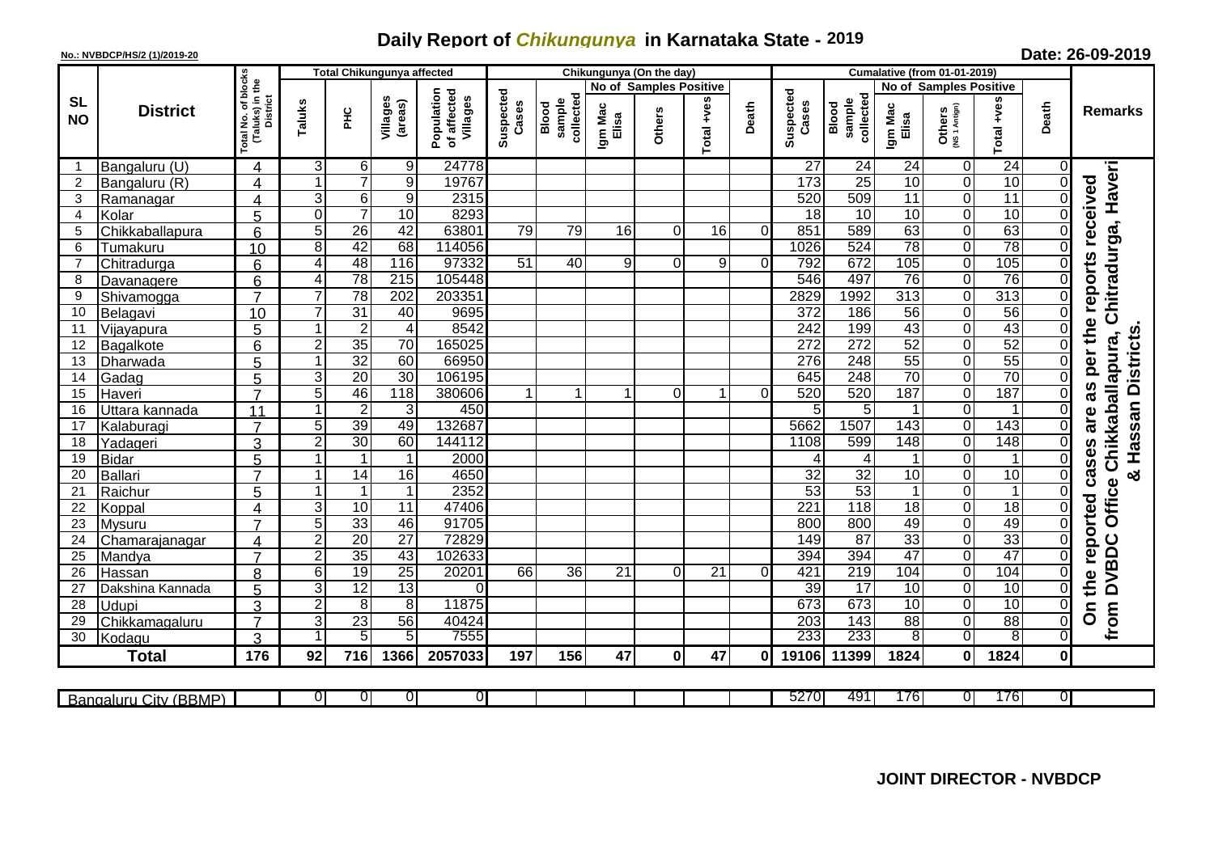# Daily Report of *Chikungunya* in Karnataka State - 2019

**No.: NVBDCP/HS/2 (1)/2019-20** **Date: 26-09-2019**

| SL NO | District | Total No. of blocks (Taluks) in the District | Total Chikungunya affected | | | | Chikungunya (On the day) | | | | | | | Cumulative (from 01-01-2019) | | | | | | | Remarks |
|---|---|---|---|---|---|---|---|---|---|---|---|---|---|---|---|---|---|---|---|---|---|
| | | | | | | | | | No of Samples Positive | | | | | | | No of Samples Positive | | | | | |
| | | | Taluks | PHC | Villages (areas) | Population of affected Villages | Suspected Cases | Blood sample collected | Igm Mac Elisa | Others | Total +ves | Death | Suspected Cases | Blood sample collected | Igm Mac Elisa | Others (NS 1 Antign) | Total +ves | Death | |
| 1 | Bangaluru (U) | 4 | 3 | 6 | 9 | 24778 | | | | | | | 27 | 24 | 24 | 0 | 24 | 0 | On the reported cases are as per the reports received from DVBDC Office Chikkaballapura, Chitradurga, Haveri & Hassan Districts. |
| 2 | Bangaluru (R) | 4 | 1 | 7 | 9 | 19767 | | | | | | | 173 | 25 | 10 | 0 | 10 | 0 | |
| 3 | Ramanagar | 4 | 3 | 6 | 9 | 2315 | | | | | | | 520 | 509 | 11 | 0 | 11 | 0 | |
| 4 | Kolar | 5 | 0 | 7 | 10 | 8293 | | | | | | | 18 | 10 | 10 | 0 | 10 | 0 | |
| 5 | Chikkaballapura | 6 | 5 | 26 | 42 | 63801 | 79 | 79 | 16 | 0 | 16 | 0 | 851 | 589 | 63 | 0 | 63 | 0 | |
| 6 | Tumakuru | 10 | 8 | 42 | 68 | 114056 | | | | | | | 1026 | 524 | 78 | 0 | 78 | 0 | |
| 7 | Chitradurga | 6 | 4 | 48 | 116 | 97332 | 51 | 40 | 9 | 0 | 9 | 0 | 792 | 672 | 105 | 0 | 105 | 0 | |
| 8 | Davanagere | 6 | 4 | 78 | 215 | 105448 | | | | | | | 546 | 497 | 76 | 0 | 76 | 0 | |
| 9 | Shivamogga | 7 | 7 | 78 | 202 | 203351 | | | | | | | 2829 | 1992 | 313 | 0 | 313 | 0 | |
| 10 | Belagavi | 10 | 7 | 31 | 40 | 9695 | | | | | | | 372 | 186 | 56 | 0 | 56 | 0 | |
| 11 | Vijayapura | 5 | 1 | 2 | 4 | 8542 | | | | | | | 242 | 199 | 43 | 0 | 43 | 0 | |
| 12 | Bagalkote | 6 | 2 | 35 | 70 | 165025 | | | | | | | 272 | 272 | 52 | 0 | 52 | 0 | |
| 13 | Dharwada | 5 | 1 | 32 | 60 | 66950 | | | | | | | 276 | 248 | 55 | 0 | 55 | 0 | |
| 14 | Gadag | 5 | 3 | 20 | 30 | 106195 | | | | | | | 645 | 248 | 70 | 0 | 70 | 0 | |
| 15 | Haveri | 7 | 5 | 46 | 118 | 380606 | 1 | 1 | 1 | 0 | 1 | 0 | 520 | 520 | 187 | 0 | 187 | 0 | |
| 16 | Uttara kannada | 11 | 1 | 2 | 3 | 450 | | | | | | | 5 | 5 | 1 | 0 | 1 | 0 | |
| 17 | Kalaburagi | 7 | 5 | 39 | 49 | 132687 | | | | | | | 5662 | 1507 | 143 | 0 | 143 | 0 | |
| 18 | Yadageri | 3 | 2 | 30 | 60 | 144112 | | | | | | | 1108 | 599 | 148 | 0 | 148 | 0 | |
| 19 | Bidar | 5 | 1 | 1 | 1 | 2000 | | | | | | | 4 | 4 | 1 | 0 | 1 | 0 | |
| 20 | Ballari | 7 | 1 | 14 | 16 | 4650 | | | | | | | 32 | 32 | 10 | 0 | 10 | 0 | |
| 21 | Raichur | 5 | 1 | 1 | 1 | 2352 | | | | | | | 53 | 53 | 1 | 0 | 1 | 0 | |
| 22 | Koppal | 4 | 3 | 10 | 11 | 47406 | | | | | | | 221 | 118 | 18 | 0 | 18 | 0 | |
| 23 | Mysuru | 7 | 5 | 33 | 46 | 91705 | | | | | | | 800 | 800 | 49 | 0 | 49 | 0 | |
| 24 | Chamarajanagar | 4 | 2 | 20 | 27 | 72829 | | | | | | | 149 | 87 | 33 | 0 | 33 | 0 | |
| 25 | Mandya | 7 | 2 | 35 | 43 | 102633 | | | | | | | 394 | 394 | 47 | 0 | 47 | 0 | |
| 26 | Hassan | 8 | 6 | 19 | 25 | 20201 | 66 | 36 | 21 | 0 | 21 | 0 | 421 | 219 | 104 | 0 | 104 | 0 | |
| 27 | Dakshina Kannada | 5 | 3 | 12 | 13 | 0 | | | | | | | 39 | 17 | 10 | 0 | 10 | 0 | |
| 28 | Udupi | 3 | 2 | 8 | 8 | 11875 | | | | | | | 673 | 673 | 10 | 0 | 10 | 0 | |
| 29 | Chikkamagaluru | 7 | 3 | 23 | 56 | 40424 | | | | | | | 203 | 143 | 88 | 0 | 88 | 0 | |
| 30 | Kodagu | 3 | 1 | 5 | 5 | 7555 | | | | | | | 233 | 233 | 8 | 0 | 8 | 0 | |
| **Total** | | **176** | **92** | **716** | **1366** | **2057033** | **197** | **156** | **47** | **0** | **47** | **0** | **19106** | **11399** | **1824** | **0** | **1824** | **0** | |

| | | | | | | | | | | | | | | | | | | | |
|---|---|---|---|---|---|---|---|---|---|---|---|---|---|---|---|---|---|---|---|
| Bangaluru City (BBMP) | | 0 | 0 | 0 | 0 | | | | | | | 5270 | 491 | 176 | 0 | 176 | 0 | |

**JOINT DIRECTOR - NVBDCP**